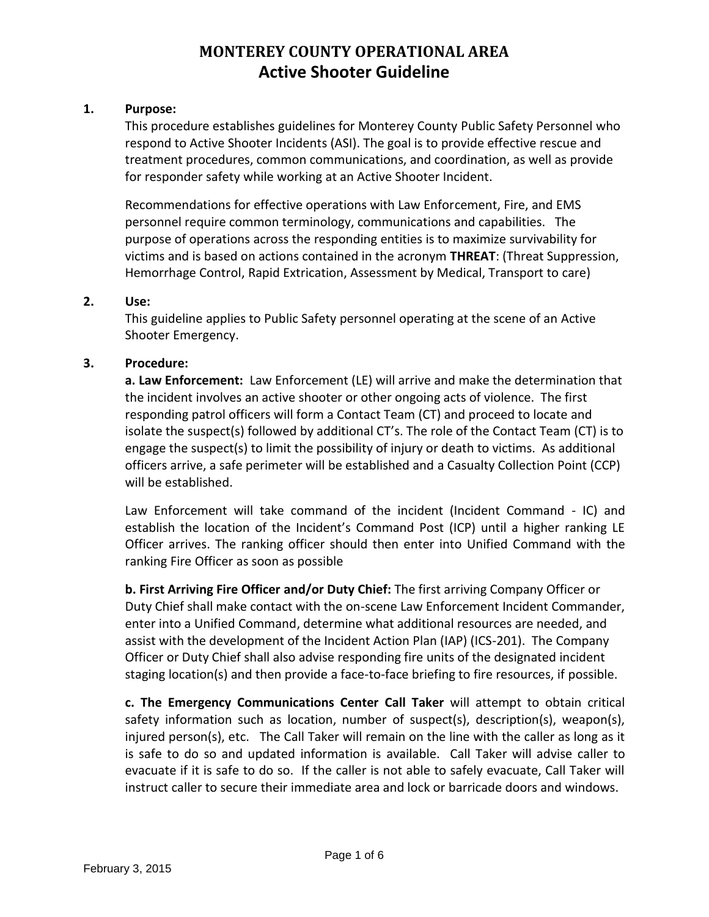# MONTEREY COUNTY OPERATIONAL AREA
## Active Shooter Guideline

**1. Purpose:**

This procedure establishes guidelines for Monterey County Public Safety Personnel who respond to Active Shooter Incidents (ASI). The goal is to provide effective rescue and treatment procedures, common communications, and coordination, as well as provide for responder safety while working at an Active Shooter Incident.

Recommendations for effective operations with Law Enforcement, Fire, and EMS personnel require common terminology, communications and capabilities. The purpose of operations across the responding entities is to maximize survivability for victims and is based on actions contained in the acronym **THREAT**: (Threat Suppression, Hemorrhage Control, Rapid Extrication, Assessment by Medical, Transport to care)

**2. Use:**

This guideline applies to Public Safety personnel operating at the scene of an Active Shooter Emergency.

**3. Procedure:**

**a. Law Enforcement:** Law Enforcement (LE) will arrive and make the determination that the incident involves an active shooter or other ongoing acts of violence. The first responding patrol officers will form a Contact Team (CT) and proceed to locate and isolate the suspect(s) followed by additional CT's. The role of the Contact Team (CT) is to engage the suspect(s) to limit the possibility of injury or death to victims. As additional officers arrive, a safe perimeter will be established and a Casualty Collection Point (CCP) will be established.

Law Enforcement will take command of the incident (Incident Command - IC) and establish the location of the Incident's Command Post (ICP) until a higher ranking LE Officer arrives. The ranking officer should then enter into Unified Command with the ranking Fire Officer as soon as possible

**b. First Arriving Fire Officer and/or Duty Chief:** The first arriving Company Officer or Duty Chief shall make contact with the on-scene Law Enforcement Incident Commander, enter into a Unified Command, determine what additional resources are needed, and assist with the development of the Incident Action Plan (IAP) (ICS-201). The Company Officer or Duty Chief shall also advise responding fire units of the designated incident staging location(s) and then provide a face-to-face briefing to fire resources, if possible.

**c. The Emergency Communications Center Call Taker** will attempt to obtain critical safety information such as location, number of suspect(s), description(s), weapon(s), injured person(s), etc. The Call Taker will remain on the line with the caller as long as it is safe to do so and updated information is available. Call Taker will advise caller to evacuate if it is safe to do so. If the caller is not able to safely evacuate, Call Taker will instruct caller to secure their immediate area and lock or barricade doors and windows.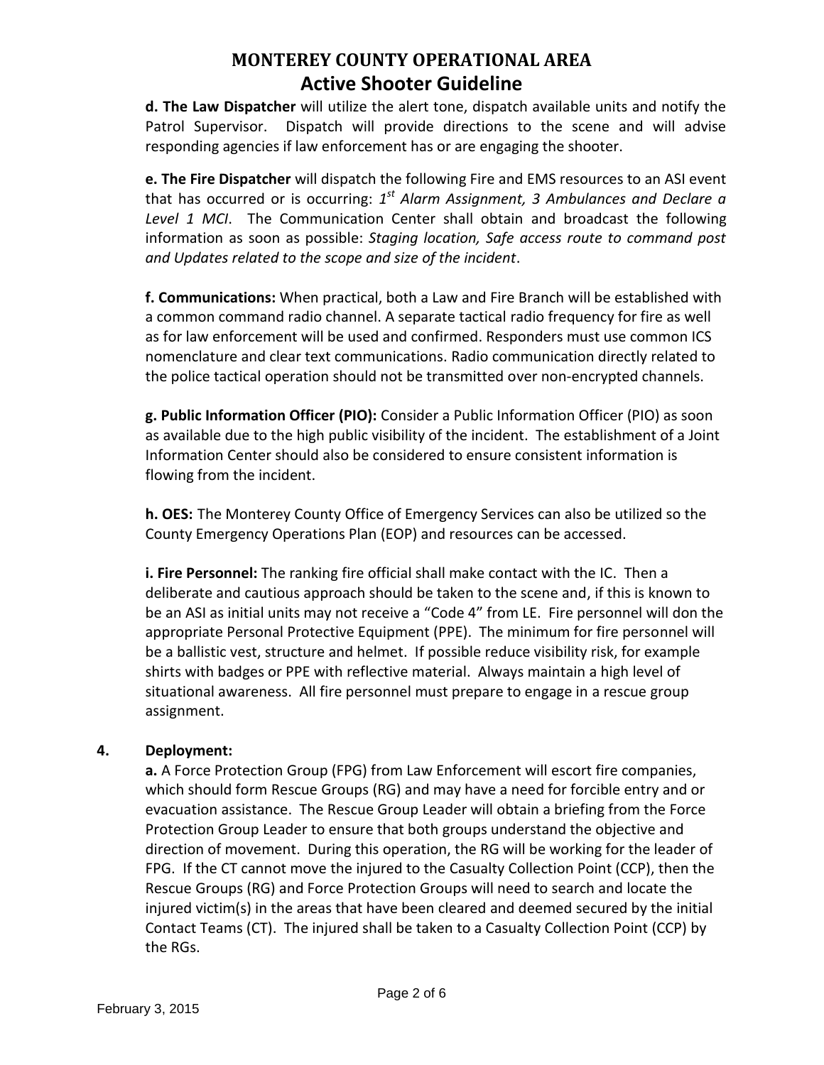**d. The Law Dispatcher** will utilize the alert tone, dispatch available units and notify the Patrol Supervisor. Dispatch will provide directions to the scene and will advise responding agencies if law enforcement has or are engaging the shooter.

**e. The Fire Dispatcher** will dispatch the following Fire and EMS resources to an ASI event that has occurred or is occurring: *1st Alarm Assignment, 3 Ambulances and Declare a Level 1 MCI*. The Communication Center shall obtain and broadcast the following information as soon as possible: *Staging location, Safe access route to command post and Updates related to the scope and size of the incident*.

**f. Communications:** When practical, both a Law and Fire Branch will be established with a common command radio channel. A separate tactical radio frequency for fire as well as for law enforcement will be used and confirmed. Responders must use common ICS nomenclature and clear text communications. Radio communication directly related to the police tactical operation should not be transmitted over non-encrypted channels.

**g. Public Information Officer (PIO):** Consider a Public Information Officer (PIO) as soon as available due to the high public visibility of the incident. The establishment of a Joint Information Center should also be considered to ensure consistent information is flowing from the incident.

**h. OES:** The Monterey County Office of Emergency Services can also be utilized so the County Emergency Operations Plan (EOP) and resources can be accessed.

**i. Fire Personnel:** The ranking fire official shall make contact with the IC. Then a deliberate and cautious approach should be taken to the scene and, if this is known to be an ASI as initial units may not receive a "Code 4" from LE. Fire personnel will don the appropriate Personal Protective Equipment (PPE). The minimum for fire personnel will be a ballistic vest, structure and helmet. If possible reduce visibility risk, for example shirts with badges or PPE with reflective material. Always maintain a high level of situational awareness. All fire personnel must prepare to engage in a rescue group assignment.

**4. Deployment:**

**a.** A Force Protection Group (FPG) from Law Enforcement will escort fire companies, which should form Rescue Groups (RG) and may have a need for forcible entry and or evacuation assistance. The Rescue Group Leader will obtain a briefing from the Force Protection Group Leader to ensure that both groups understand the objective and direction of movement. During this operation, the RG will be working for the leader of FPG. If the CT cannot move the injured to the Casualty Collection Point (CCP), then the Rescue Groups (RG) and Force Protection Groups will need to search and locate the injured victim(s) in the areas that have been cleared and deemed secured by the initial Contact Teams (CT). The injured shall be taken to a Casualty Collection Point (CCP) by the RGs.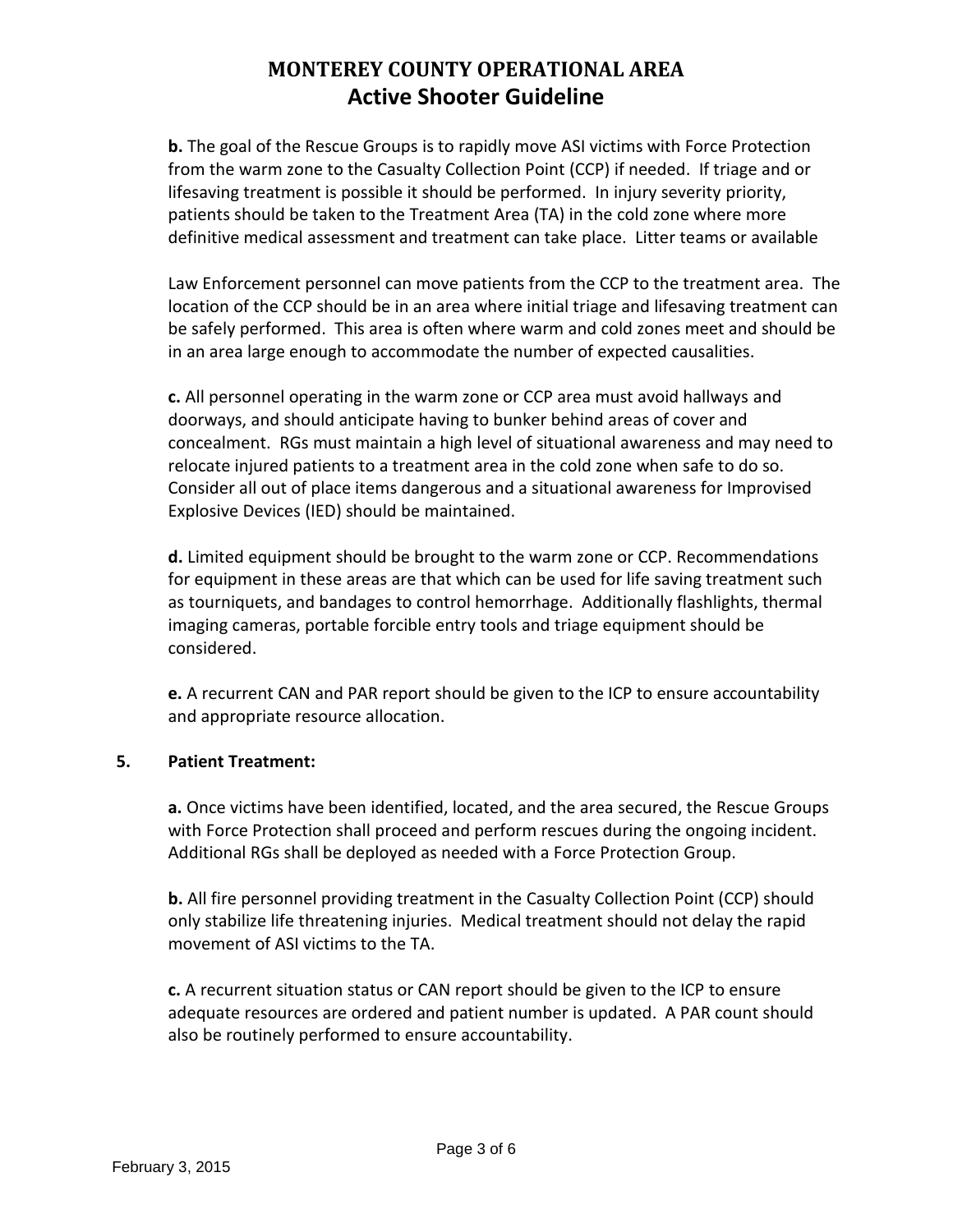**b.** The goal of the Rescue Groups is to rapidly move ASI victims with Force Protection from the warm zone to the Casualty Collection Point (CCP) if needed. If triage and or lifesaving treatment is possible it should be performed. In injury severity priority, patients should be taken to the Treatment Area (TA) in the cold zone where more definitive medical assessment and treatment can take place. Litter teams or available

Law Enforcement personnel can move patients from the CCP to the treatment area. The location of the CCP should be in an area where initial triage and lifesaving treatment can be safely performed. This area is often where warm and cold zones meet and should be in an area large enough to accommodate the number of expected causalities.

**c.** All personnel operating in the warm zone or CCP area must avoid hallways and doorways, and should anticipate having to bunker behind areas of cover and concealment. RGs must maintain a high level of situational awareness and may need to relocate injured patients to a treatment area in the cold zone when safe to do so. Consider all out of place items dangerous and a situational awareness for Improvised Explosive Devices (IED) should be maintained.

**d.** Limited equipment should be brought to the warm zone or CCP. Recommendations for equipment in these areas are that which can be used for life saving treatment such as tourniquets, and bandages to control hemorrhage. Additionally flashlights, thermal imaging cameras, portable forcible entry tools and triage equipment should be considered.

**e.** A recurrent CAN and PAR report should be given to the ICP to ensure accountability and appropriate resource allocation.

**5. Patient Treatment:**

**a.** Once victims have been identified, located, and the area secured, the Rescue Groups with Force Protection shall proceed and perform rescues during the ongoing incident. Additional RGs shall be deployed as needed with a Force Protection Group.

**b.** All fire personnel providing treatment in the Casualty Collection Point (CCP) should only stabilize life threatening injuries. Medical treatment should not delay the rapid movement of ASI victims to the TA.

**c.** A recurrent situation status or CAN report should be given to the ICP to ensure adequate resources are ordered and patient number is updated. A PAR count should also be routinely performed to ensure accountability.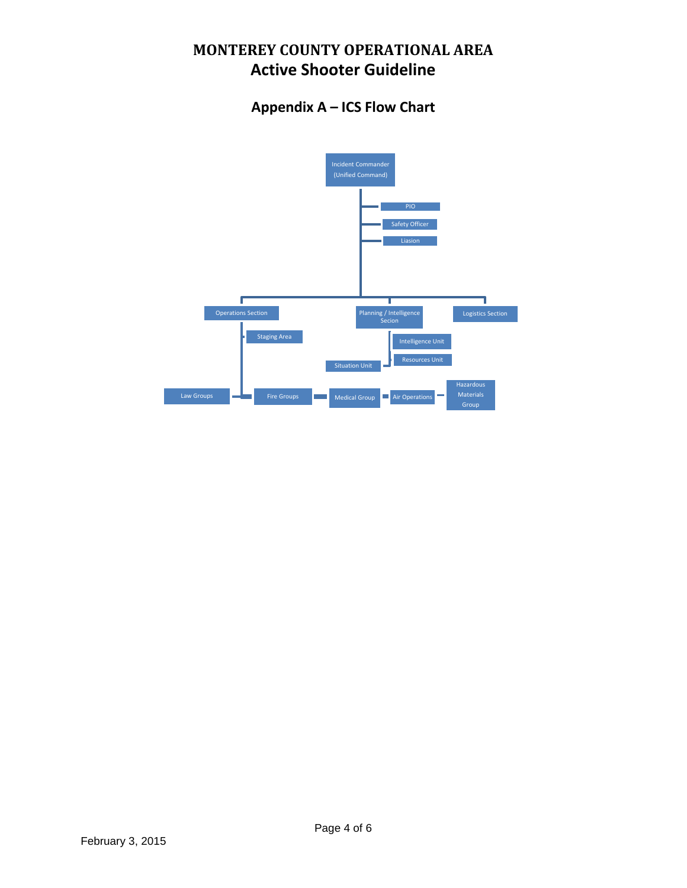# MONTEREY COUNTY OPERATIONAL AREA
## Active Shooter Guideline

### Appendix A – ICS Flow Chart

- Incident Commander (Unified Command)
  - PIO
  - Safety Officer
  - Liasion
  - Operations Section
    - Staging Area
    - Law Groups
    - Fire Groups
    - Medical Group
    - Air Operations
    - Hazardous Materials Group
  - Planning / Intelligence Secion
    - Intelligence Unit
    - Resources Unit
    - Situation Unit
  - Logistics Section

February 3, 2015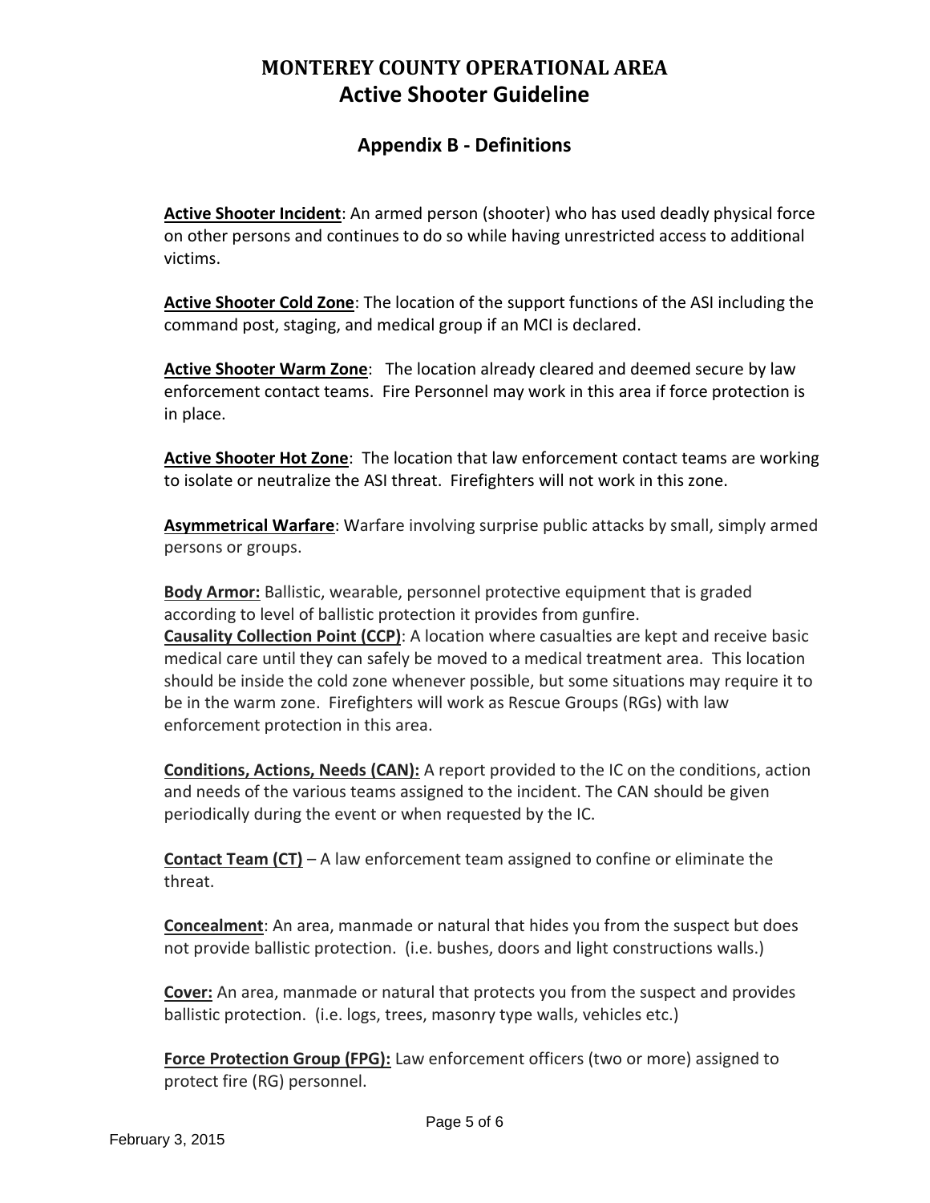# MONTEREY COUNTY OPERATIONAL AREA
# Active Shooter Guideline

## Appendix B - Definitions

**Active Shooter Incident**: An armed person (shooter) who has used deadly physical force on other persons and continues to do so while having unrestricted access to additional victims.

**Active Shooter Cold Zone**: The location of the support functions of the ASI including the command post, staging, and medical group if an MCI is declared.

**Active Shooter Warm Zone**: The location already cleared and deemed secure by law enforcement contact teams. Fire Personnel may work in this area if force protection is in place.

**Active Shooter Hot Zone**: The location that law enforcement contact teams are working to isolate or neutralize the ASI threat. Firefighters will not work in this zone.

**Asymmetrical Warfare**: Warfare involving surprise public attacks by small, simply armed persons or groups.

**Body Armor:** Ballistic, wearable, personnel protective equipment that is graded according to level of ballistic protection it provides from gunfire.

**Causality Collection Point (CCP)**: A location where casualties are kept and receive basic medical care until they can safely be moved to a medical treatment area. This location should be inside the cold zone whenever possible, but some situations may require it to be in the warm zone. Firefighters will work as Rescue Groups (RGs) with law enforcement protection in this area.

**Conditions, Actions, Needs (CAN):** A report provided to the IC on the conditions, action and needs of the various teams assigned to the incident. The CAN should be given periodically during the event or when requested by the IC.

**Contact Team (CT)** – A law enforcement team assigned to confine or eliminate the threat.

**Concealment**: An area, manmade or natural that hides you from the suspect but does not provide ballistic protection. (i.e. bushes, doors and light constructions walls.)

**Cover:** An area, manmade or natural that protects you from the suspect and provides ballistic protection. (i.e. logs, trees, masonry type walls, vehicles etc.)

**Force Protection Group (FPG):** Law enforcement officers (two or more) assigned to protect fire (RG) personnel.

February 3, 2015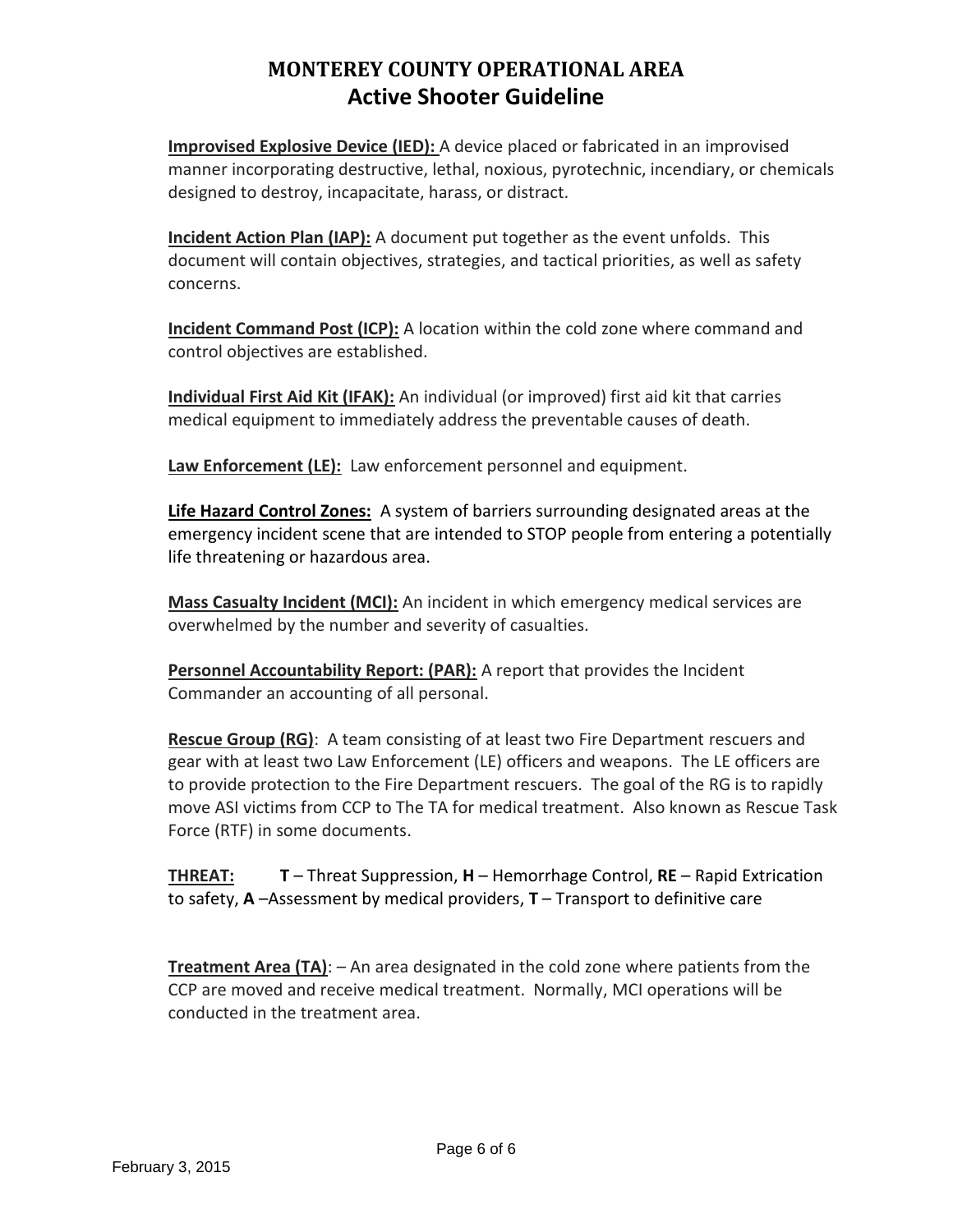**Improvised Explosive Device (IED):** A device placed or fabricated in an improvised manner incorporating destructive, lethal, noxious, pyrotechnic, incendiary, or chemicals designed to destroy, incapacitate, harass, or distract.

**Incident Action Plan (IAP):** A document put together as the event unfolds. This document will contain objectives, strategies, and tactical priorities, as well as safety concerns.

**Incident Command Post (ICP):** A location within the cold zone where command and control objectives are established.

**Individual First Aid Kit (IFAK):** An individual (or improved) first aid kit that carries medical equipment to immediately address the preventable causes of death.

**Law Enforcement (LE):** Law enforcement personnel and equipment.

**Life Hazard Control Zones:** A system of barriers surrounding designated areas at the emergency incident scene that are intended to STOP people from entering a potentially life threatening or hazardous area.

**Mass Casualty Incident (MCI):** An incident in which emergency medical services are overwhelmed by the number and severity of casualties.

**Personnel Accountability Report: (PAR):** A report that provides the Incident Commander an accounting of all personal.

**Rescue Group (RG)**: A team consisting of at least two Fire Department rescuers and gear with at least two Law Enforcement (LE) officers and weapons. The LE officers are to provide protection to the Fire Department rescuers. The goal of the RG is to rapidly move ASI victims from CCP to The TA for medical treatment. Also known as Rescue Task Force (RTF) in some documents.

**THREAT:** **T** – Threat Suppression, **H** – Hemorrhage Control, **RE** – Rapid Extrication to safety, **A** –Assessment by medical providers, **T** – Transport to definitive care

**Treatment Area (TA)**: – An area designated in the cold zone where patients from the CCP are moved and receive medical treatment. Normally, MCI operations will be conducted in the treatment area.